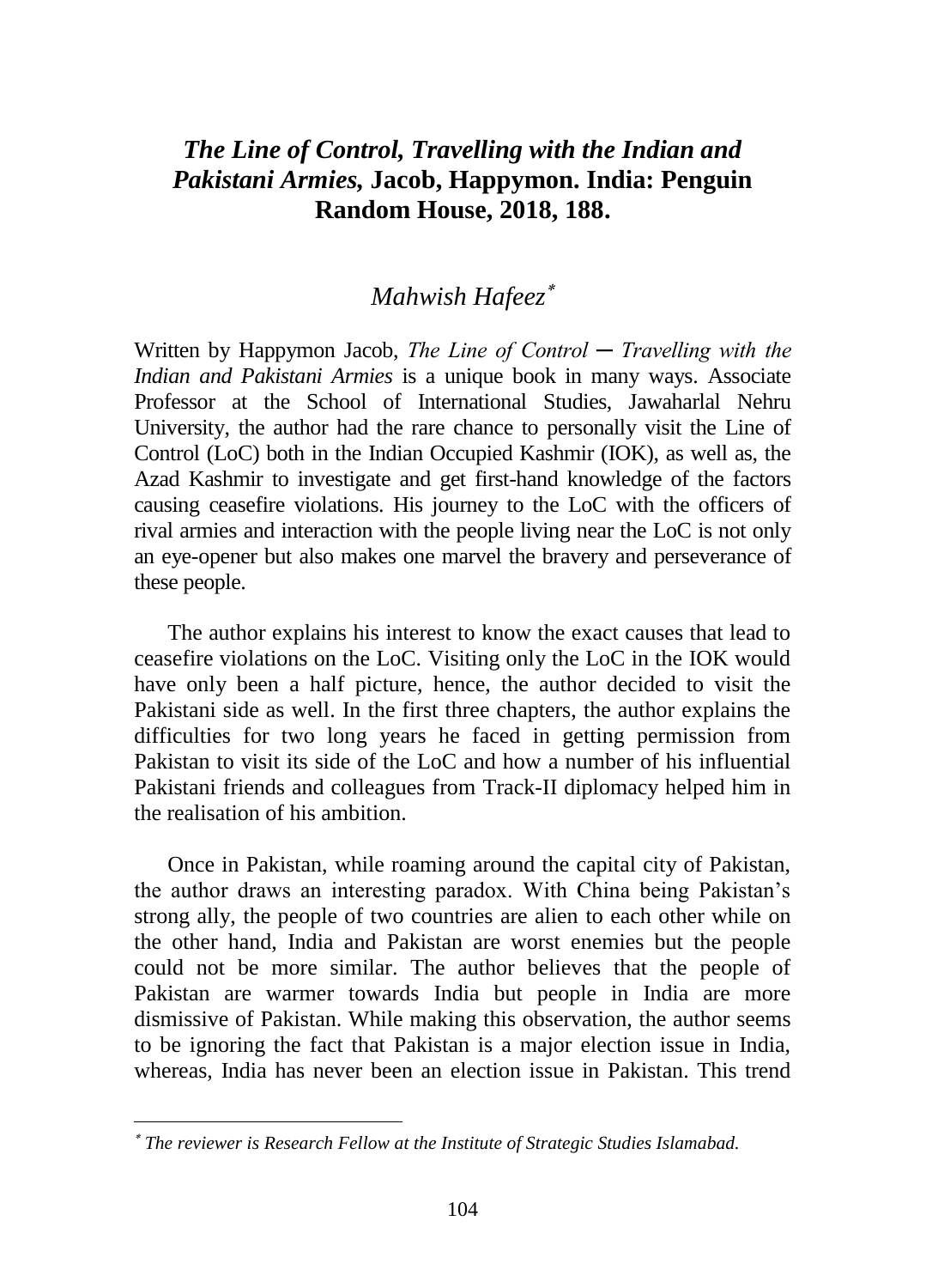# *The Line of Control, Travelling with the Indian and Pakistani Armies,* Jacob, Happymon. India: Penguin Random House, 2018, 188.

## *Mahwish Hafeez*[*]

Written by Happymon Jacob, *The Line of Control ─ Travelling with the Indian and Pakistani Armies* is a unique book in many ways. Associate Professor at the School of International Studies, Jawaharlal Nehru University, the author had the rare chance to personally visit the Line of Control (LoC) both in the Indian Occupied Kashmir (IOK), as well as, the Azad Kashmir to investigate and get first-hand knowledge of the factors causing ceasefire violations. His journey to the LoC with the officers of rival armies and interaction with the people living near the LoC is not only an eye-opener but also makes one marvel the bravery and perseverance of these people.

The author explains his interest to know the exact causes that lead to ceasefire violations on the LoC. Visiting only the LoC in the IOK would have only been a half picture, hence, the author decided to visit the Pakistani side as well. In the first three chapters, the author explains the difficulties for two long years he faced in getting permission from Pakistan to visit its side of the LoC and how a number of his influential Pakistani friends and colleagues from Track-II diplomacy helped him in the realisation of his ambition.

Once in Pakistan, while roaming around the capital city of Pakistan, the author draws an interesting paradox. With China being Pakistan's strong ally, the people of two countries are alien to each other while on the other hand, India and Pakistan are worst enemies but the people could not be more similar. The author believes that the people of Pakistan are warmer towards India but people in India are more dismissive of Pakistan. While making this observation, the author seems to be ignoring the fact that Pakistan is a major election issue in India, whereas, India has never been an election issue in Pakistan. This trend

[*] *The reviewer is Research Fellow at the Institute of Strategic Studies Islamabad.*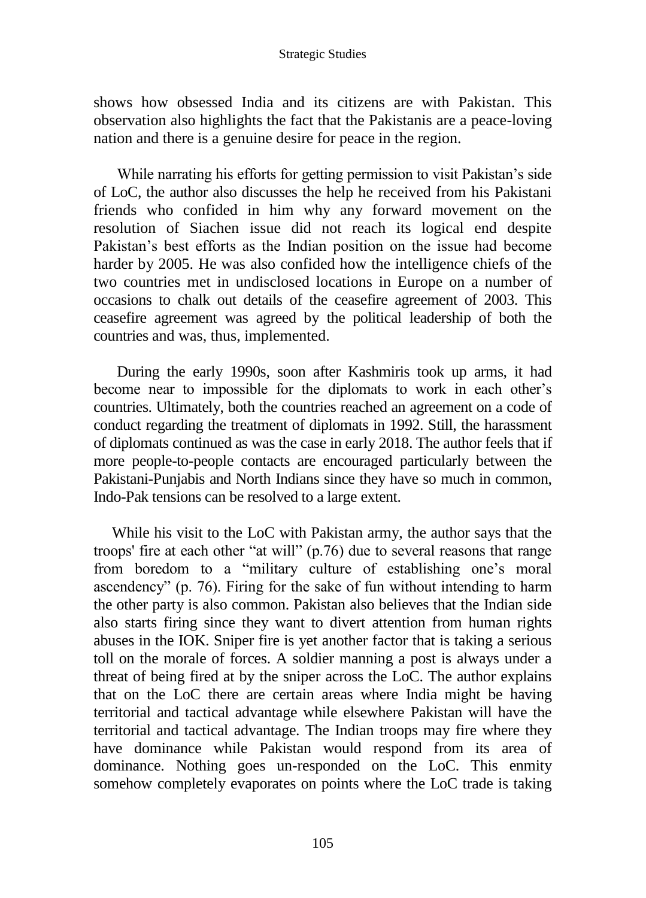shows how obsessed India and its citizens are with Pakistan. This observation also highlights the fact that the Pakistanis are a peace-loving nation and there is a genuine desire for peace in the region.

While narrating his efforts for getting permission to visit Pakistan's side of LoC, the author also discusses the help he received from his Pakistani friends who confided in him why any forward movement on the resolution of Siachen issue did not reach its logical end despite Pakistan's best efforts as the Indian position on the issue had become harder by 2005. He was also confided how the intelligence chiefs of the two countries met in undisclosed locations in Europe on a number of occasions to chalk out details of the ceasefire agreement of 2003. This ceasefire agreement was agreed by the political leadership of both the countries and was, thus, implemented.

During the early 1990s, soon after Kashmiris took up arms, it had become near to impossible for the diplomats to work in each other's countries. Ultimately, both the countries reached an agreement on a code of conduct regarding the treatment of diplomats in 1992. Still, the harassment of diplomats continued as was the case in early 2018. The author feels that if more people-to-people contacts are encouraged particularly between the Pakistani-Punjabis and North Indians since they have so much in common, Indo-Pak tensions can be resolved to a large extent.

While his visit to the LoC with Pakistan army, the author says that the troops' fire at each other "at will" (p.76) due to several reasons that range from boredom to a "military culture of establishing one's moral ascendency" (p. 76). Firing for the sake of fun without intending to harm the other party is also common. Pakistan also believes that the Indian side also starts firing since they want to divert attention from human rights abuses in the IOK. Sniper fire is yet another factor that is taking a serious toll on the morale of forces. A soldier manning a post is always under a threat of being fired at by the sniper across the LoC. The author explains that on the LoC there are certain areas where India might be having territorial and tactical advantage while elsewhere Pakistan will have the territorial and tactical advantage. The Indian troops may fire where they have dominance while Pakistan would respond from its area of dominance. Nothing goes un-responded on the LoC. This enmity somehow completely evaporates on points where the LoC trade is taking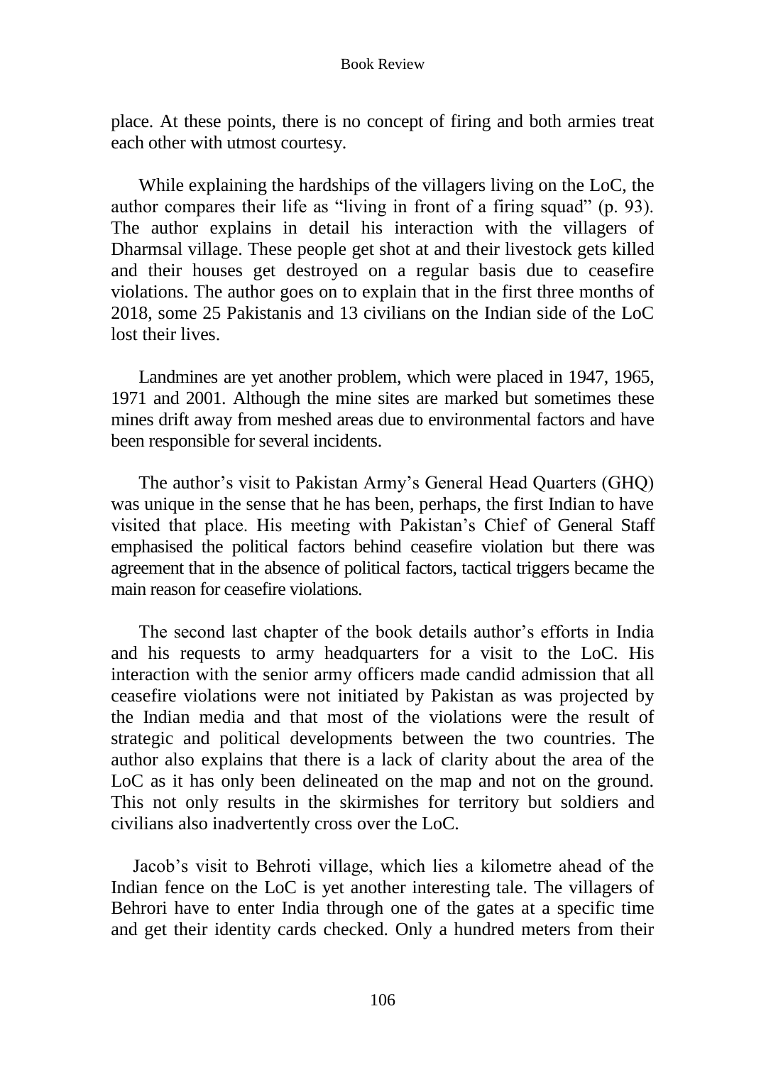place. At these points, there is no concept of firing and both armies treat each other with utmost courtesy.

While explaining the hardships of the villagers living on the LoC, the author compares their life as "living in front of a firing squad" (p. 93). The author explains in detail his interaction with the villagers of Dharmsal village. These people get shot at and their livestock gets killed and their houses get destroyed on a regular basis due to ceasefire violations. The author goes on to explain that in the first three months of 2018, some 25 Pakistanis and 13 civilians on the Indian side of the LoC lost their lives.

Landmines are yet another problem, which were placed in 1947, 1965, 1971 and 2001. Although the mine sites are marked but sometimes these mines drift away from meshed areas due to environmental factors and have been responsible for several incidents.

The author's visit to Pakistan Army's General Head Quarters (GHQ) was unique in the sense that he has been, perhaps, the first Indian to have visited that place. His meeting with Pakistan's Chief of General Staff emphasised the political factors behind ceasefire violation but there was agreement that in the absence of political factors, tactical triggers became the main reason for ceasefire violations.

The second last chapter of the book details author's efforts in India and his requests to army headquarters for a visit to the LoC. His interaction with the senior army officers made candid admission that all ceasefire violations were not initiated by Pakistan as was projected by the Indian media and that most of the violations were the result of strategic and political developments between the two countries. The author also explains that there is a lack of clarity about the area of the LoC as it has only been delineated on the map and not on the ground. This not only results in the skirmishes for territory but soldiers and civilians also inadvertently cross over the LoC.

Jacob's visit to Behroti village, which lies a kilometre ahead of the Indian fence on the LoC is yet another interesting tale. The villagers of Behrori have to enter India through one of the gates at a specific time and get their identity cards checked. Only a hundred meters from their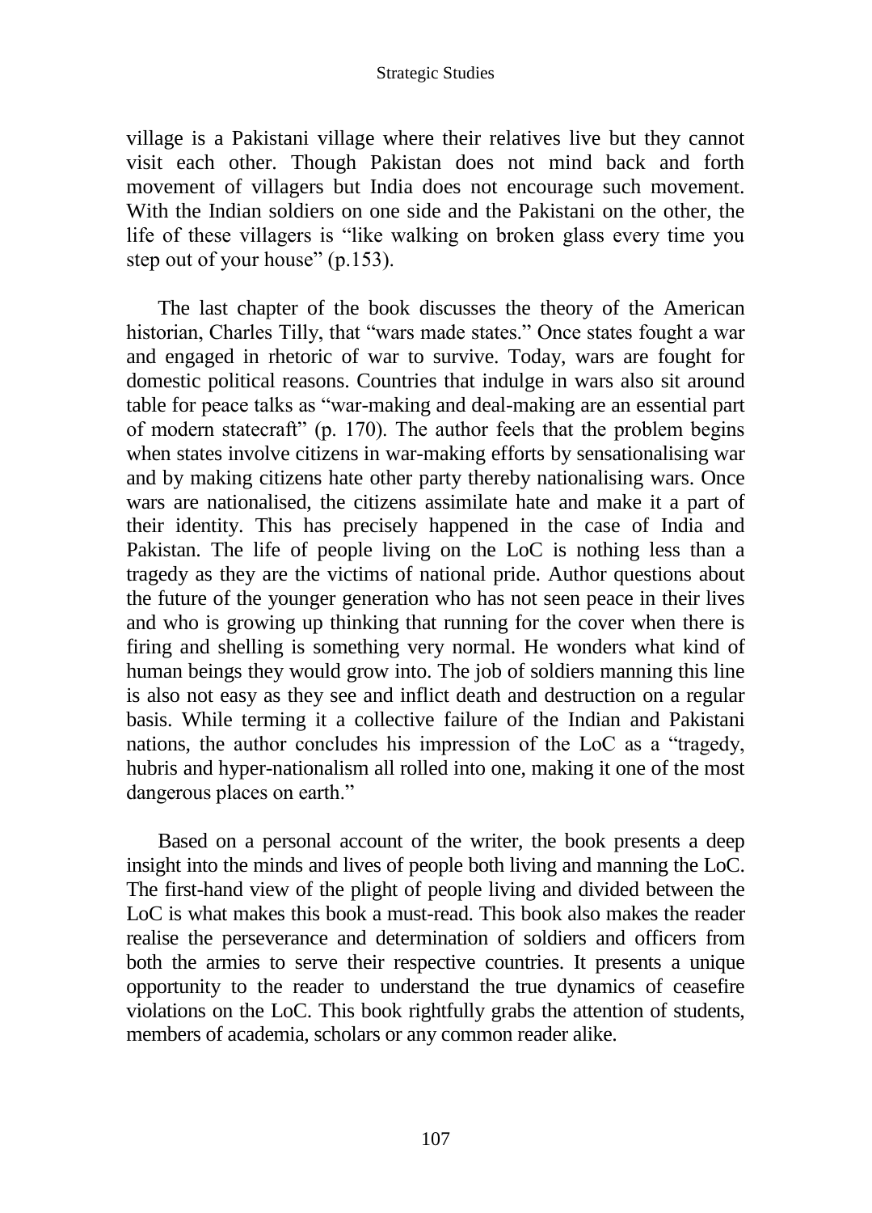village is a Pakistani village where their relatives live but they cannot visit each other. Though Pakistan does not mind back and forth movement of villagers but India does not encourage such movement. With the Indian soldiers on one side and the Pakistani on the other, the life of these villagers is "like walking on broken glass every time you step out of your house" (p.153).

The last chapter of the book discusses the theory of the American historian, Charles Tilly, that "wars made states." Once states fought a war and engaged in rhetoric of war to survive. Today, wars are fought for domestic political reasons. Countries that indulge in wars also sit around table for peace talks as "war-making and deal-making are an essential part of modern statecraft" (p. 170). The author feels that the problem begins when states involve citizens in war-making efforts by sensationalising war and by making citizens hate other party thereby nationalising wars. Once wars are nationalised, the citizens assimilate hate and make it a part of their identity. This has precisely happened in the case of India and Pakistan. The life of people living on the LoC is nothing less than a tragedy as they are the victims of national pride. Author questions about the future of the younger generation who has not seen peace in their lives and who is growing up thinking that running for the cover when there is firing and shelling is something very normal. He wonders what kind of human beings they would grow into. The job of soldiers manning this line is also not easy as they see and inflict death and destruction on a regular basis. While terming it a collective failure of the Indian and Pakistani nations, the author concludes his impression of the LoC as a "tragedy, hubris and hyper-nationalism all rolled into one, making it one of the most dangerous places on earth."

Based on a personal account of the writer, the book presents a deep insight into the minds and lives of people both living and manning the LoC. The first-hand view of the plight of people living and divided between the LoC is what makes this book a must-read. This book also makes the reader realise the perseverance and determination of soldiers and officers from both the armies to serve their respective countries. It presents a unique opportunity to the reader to understand the true dynamics of ceasefire violations on the LoC. This book rightfully grabs the attention of students, members of academia, scholars or any common reader alike.